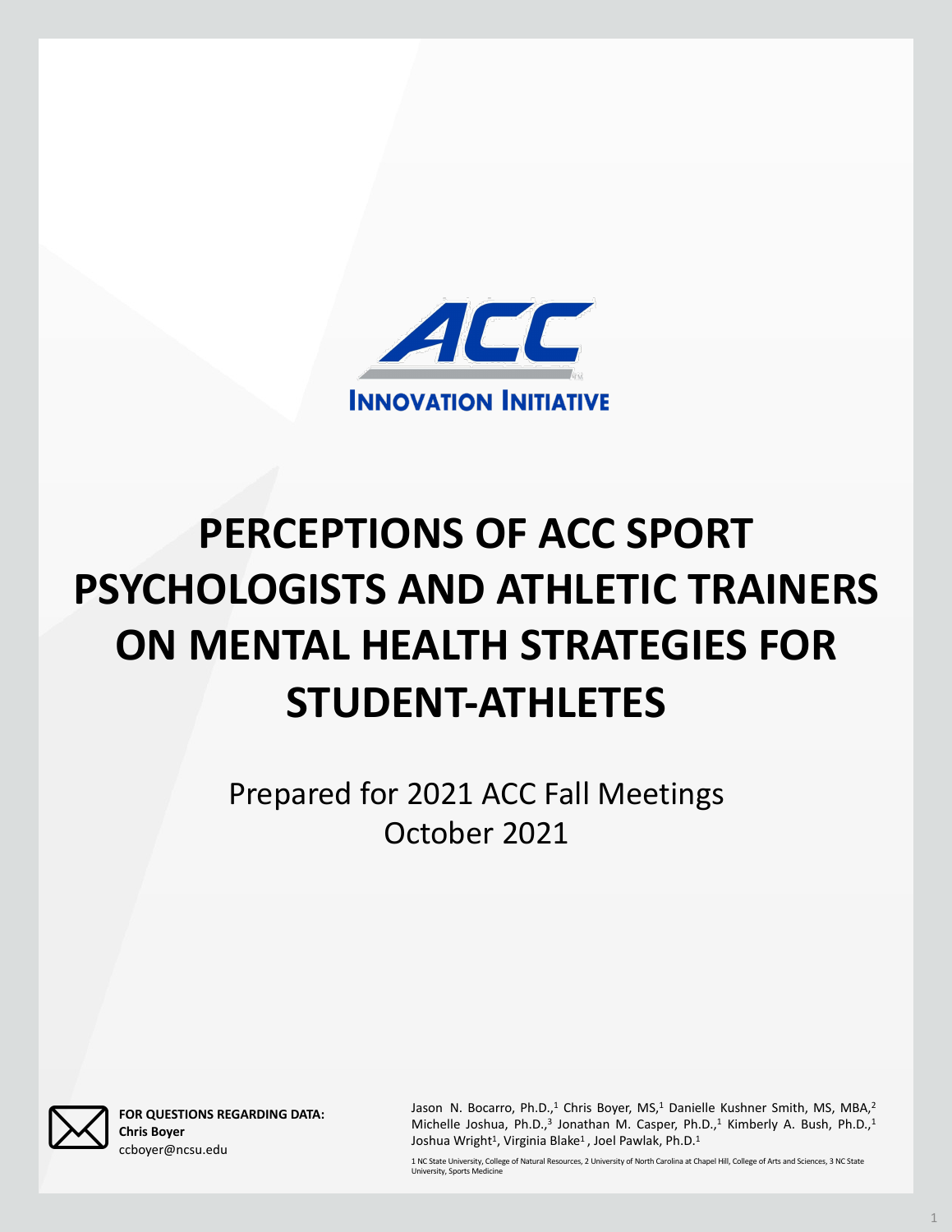ACC

INNOVATION INITIATIVE

# PERCEPTIONS OF ACC SPORT PSYCHOLOGISTS AND ATHLETIC TRAINERS ON MENTAL HEALTH STRATEGIES FOR STUDENT-ATHLETES

Prepared for 2021 ACC Fall Meetings
October 2021

**FOR QUESTIONS REGARDING DATA:**
**Chris Boyer**
ccboyer@ncsu.edu

Jason N. Bocarro, Ph.D.,[1] Chris Boyer, MS,[1] Danielle Kushner Smith, MS, MBA,[2] Michelle Joshua, Ph.D.,[3] Jonathan M. Casper, Ph.D.,[1] Kimberly A. Bush, Ph.D.,[1] Joshua Wright[1], Virginia Blake[1], Joel Pawlak, Ph.D.[1]

1 NC State University, College of Natural Resources, 2 University of North Carolina at Chapel Hill, College of Arts and Sciences, 3 NC State University, Sports Medicine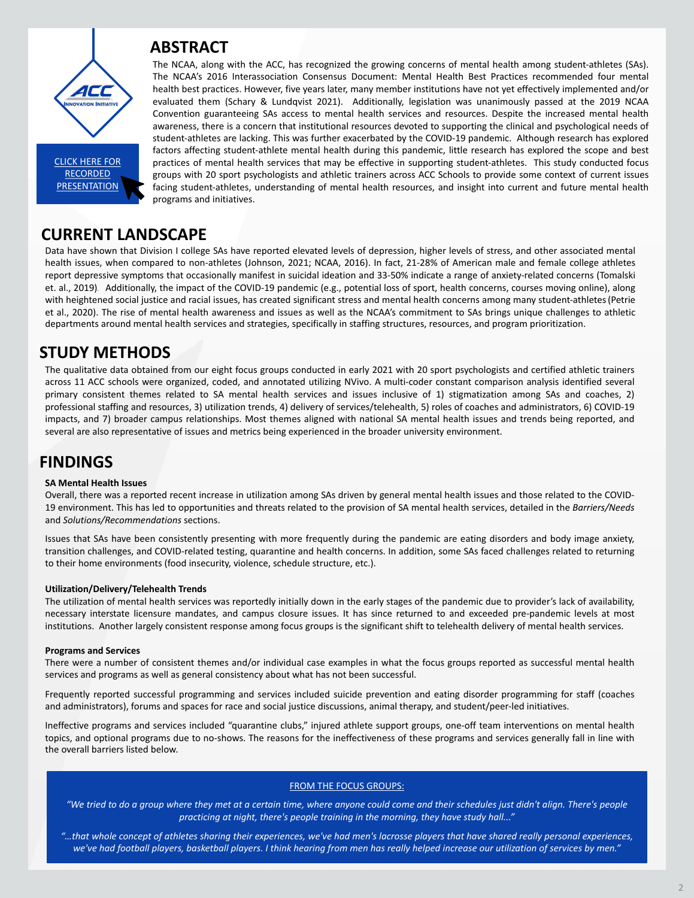CLICK HERE FOR RECORDED PRESENTATION

## ABSTRACT

The NCAA, along with the ACC, has recognized the growing concerns of mental health among student-athletes (SAs). The NCAA's 2016 Interassociation Consensus Document: Mental Health Best Practices recommended four mental health best practices. However, five years later, many member institutions have not yet effectively implemented and/or evaluated them (Schary & Lundqvist 2021). Additionally, legislation was unanimously passed at the 2019 NCAA Convention guaranteeing SAs access to mental health services and resources. Despite the increased mental health awareness, there is a concern that institutional resources devoted to supporting the clinical and psychological needs of student-athletes are lacking. This was further exacerbated by the COVID-19 pandemic. Although research has explored factors affecting student-athlete mental health during this pandemic, little research has explored the scope and best practices of mental health services that may be effective in supporting student-athletes. This study conducted focus groups with 20 sport psychologists and athletic trainers across ACC Schools to provide some context of current issues facing student-athletes, understanding of mental health resources, and insight into current and future mental health programs and initiatives.

## CURRENT LANDSCAPE

Data have shown that Division I college SAs have reported elevated levels of depression, higher levels of stress, and other associated mental health issues, when compared to non-athletes (Johnson, 2021; NCAA, 2016). In fact, 21-28% of American male and female college athletes report depressive symptoms that occasionally manifest in suicidal ideation and 33-50% indicate a range of anxiety-related concerns (Tomalski et. al., 2019). Additionally, the impact of the COVID-19 pandemic (e.g., potential loss of sport, health concerns, courses moving online), along with heightened social justice and racial issues, has created significant stress and mental health concerns among many student-athletes (Petrie et al., 2020). The rise of mental health awareness and issues as well as the NCAA's commitment to SAs brings unique challenges to athletic departments around mental health services and strategies, specifically in staffing structures, resources, and program prioritization.

## STUDY METHODS

The qualitative data obtained from our eight focus groups conducted in early 2021 with 20 sport psychologists and certified athletic trainers across 11 ACC schools were organized, coded, and annotated utilizing NVivo. A multi-coder constant comparison analysis identified several primary consistent themes related to SA mental health services and issues inclusive of 1) stigmatization among SAs and coaches, 2) professional staffing and resources, 3) utilization trends, 4) delivery of services/telehealth, 5) roles of coaches and administrators, 6) COVID-19 impacts, and 7) broader campus relationships. Most themes aligned with national SA mental health issues and trends being reported, and several are also representative of issues and metrics being experienced in the broader university environment.

## FINDINGS

### SA Mental Health Issues

Overall, there was a reported recent increase in utilization among SAs driven by general mental health issues and those related to the COVID-19 environment. This has led to opportunities and threats related to the provision of SA mental health services, detailed in the *Barriers/Needs* and *Solutions/Recommendations* sections.

Issues that SAs have been consistently presenting with more frequently during the pandemic are eating disorders and body image anxiety, transition challenges, and COVID-related testing, quarantine and health concerns. In addition, some SAs faced challenges related to returning to their home environments (food insecurity, violence, schedule structure, etc.).

### Utilization/Delivery/Telehealth Trends

The utilization of mental health services was reportedly initially down in the early stages of the pandemic due to provider's lack of availability, necessary interstate licensure mandates, and campus closure issues. It has since returned to and exceeded pre-pandemic levels at most institutions. Another largely consistent response among focus groups is the significant shift to telehealth delivery of mental health services.

### Programs and Services

There were a number of consistent themes and/or individual case examples in what the focus groups reported as successful mental health services and programs as well as general consistency about what has not been successful.

Frequently reported successful programming and services included suicide prevention and eating disorder programming for staff (coaches and administrators), forums and spaces for race and social justice discussions, animal therapy, and student/peer-led initiatives.

Ineffective programs and services included "quarantine clubs," injured athlete support groups, one-off team interventions on mental health topics, and optional programs due to no-shows. The reasons for the ineffectiveness of these programs and services generally fall in line with the overall barriers listed below.

FROM THE FOCUS GROUPS:

*"We tried to do a group where they met at a certain time, where anyone could come and their schedules just didn't align. There's people practicing at night, there's people training in the morning, they have study hall..."*

*"...that whole concept of athletes sharing their experiences, we've had men's lacrosse players that have shared really personal experiences, we've had football players, basketball players. I think hearing from men has really helped increase our utilization of services by men."*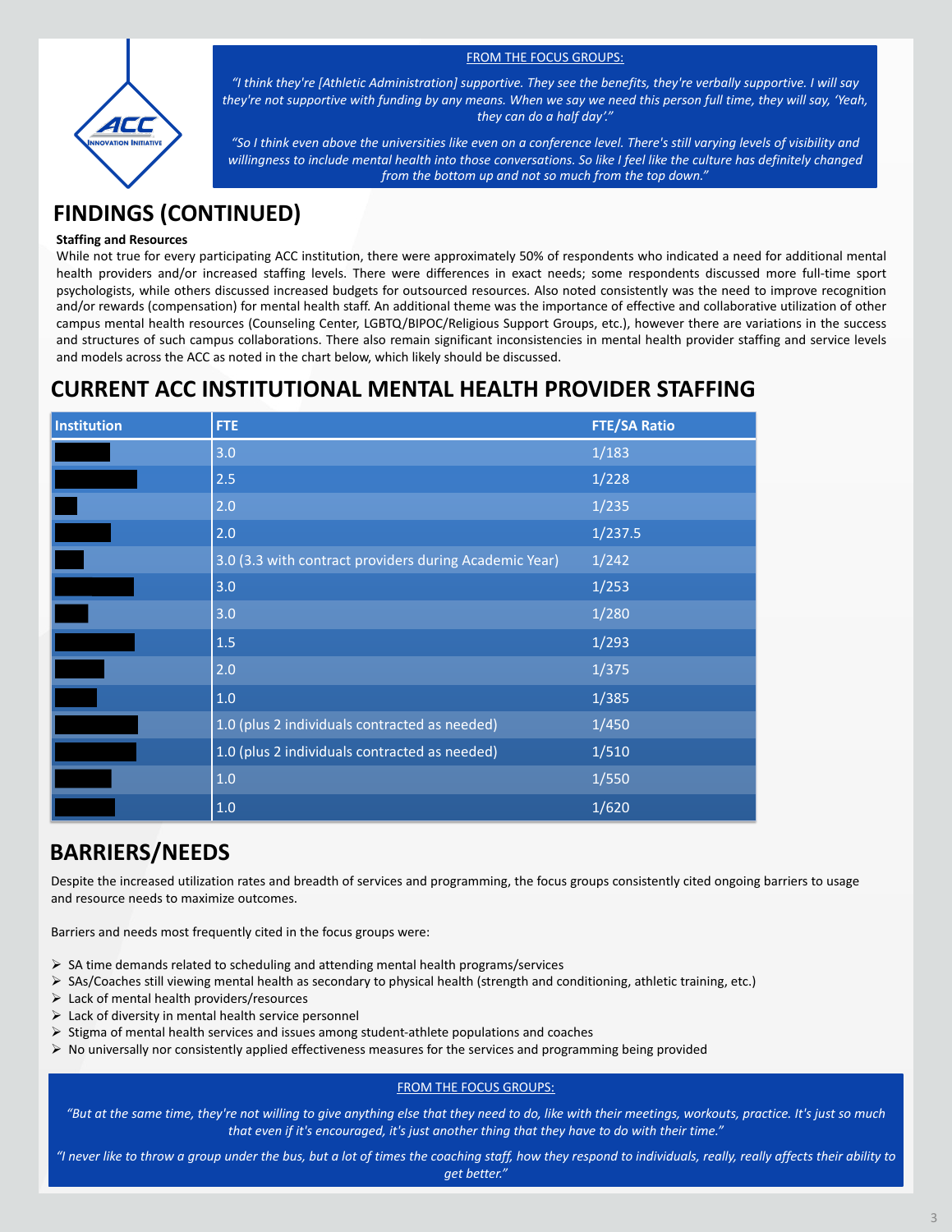**FROM THE FOCUS GROUPS:**

*"I think they're [Athletic Administration] supportive. They see the benefits, they're verbally supportive. I will say they're not supportive with funding by any means. When we say we need this person full time, they will say, 'Yeah, they can do a half day'."*

*"So I think even above the universities like even on a conference level. There's still varying levels of visibility and willingness to include mental health into those conversations. So like I feel like the culture has definitely changed from the bottom up and not so much from the top down."*

## FINDINGS (CONTINUED)

**Staffing and Resources**

While not true for every participating ACC institution, there were approximately 50% of respondents who indicated a need for additional mental health providers and/or increased staffing levels. There were differences in exact needs; some respondents discussed more full-time sport psychologists, while others discussed increased budgets for outsourced resources. Also noted consistently was the need to improve recognition and/or rewards (compensation) for mental health staff. An additional theme was the importance of effective and collaborative utilization of other campus mental health resources (Counseling Center, LGBTQ/BIPOC/Religious Support Groups, etc.), however there are variations in the success and structures of such campus collaborations. There also remain significant inconsistencies in mental health provider staffing and service levels and models across the ACC as noted in the chart below, which likely should be discussed.

## CURRENT ACC INSTITUTIONAL MENTAL HEALTH PROVIDER STAFFING

| Institution | FTE | FTE/SA Ratio |
|---|---|---|
| | 3.0 | 1/183 |
| | 2.5 | 1/228 |
| | 2.0 | 1/235 |
| | 2.0 | 1/237.5 |
| | 3.0 (3.3 with contract providers during Academic Year) | 1/242 |
| | 3.0 | 1/253 |
| | 3.0 | 1/280 |
| | 1.5 | 1/293 |
| | 2.0 | 1/375 |
| | 1.0 | 1/385 |
| | 1.0 (plus 2 individuals contracted as needed) | 1/450 |
| | 1.0 (plus 2 individuals contracted as needed) | 1/510 |
| | 1.0 | 1/550 |
| | 1.0 | 1/620 |

## BARRIERS/NEEDS

Despite the increased utilization rates and breadth of services and programming, the focus groups consistently cited ongoing barriers to usage and resource needs to maximize outcomes.

Barriers and needs most frequently cited in the focus groups were:

- SA time demands related to scheduling and attending mental health programs/services
- SAs/Coaches still viewing mental health as secondary to physical health (strength and conditioning, athletic training, etc.)
- Lack of mental health providers/resources
- Lack of diversity in mental health service personnel
- Stigma of mental health services and issues among student-athlete populations and coaches
- No universally nor consistently applied effectiveness measures for the services and programming being provided

**FROM THE FOCUS GROUPS:**

*"But at the same time, they're not willing to give anything else that they need to do, like with their meetings, workouts, practice. It's just so much that even if it's encouraged, it's just another thing that they have to do with their time."*

*"I never like to throw a group under the bus, but a lot of times the coaching staff, how they respond to individuals, really, really affects their ability to get better."*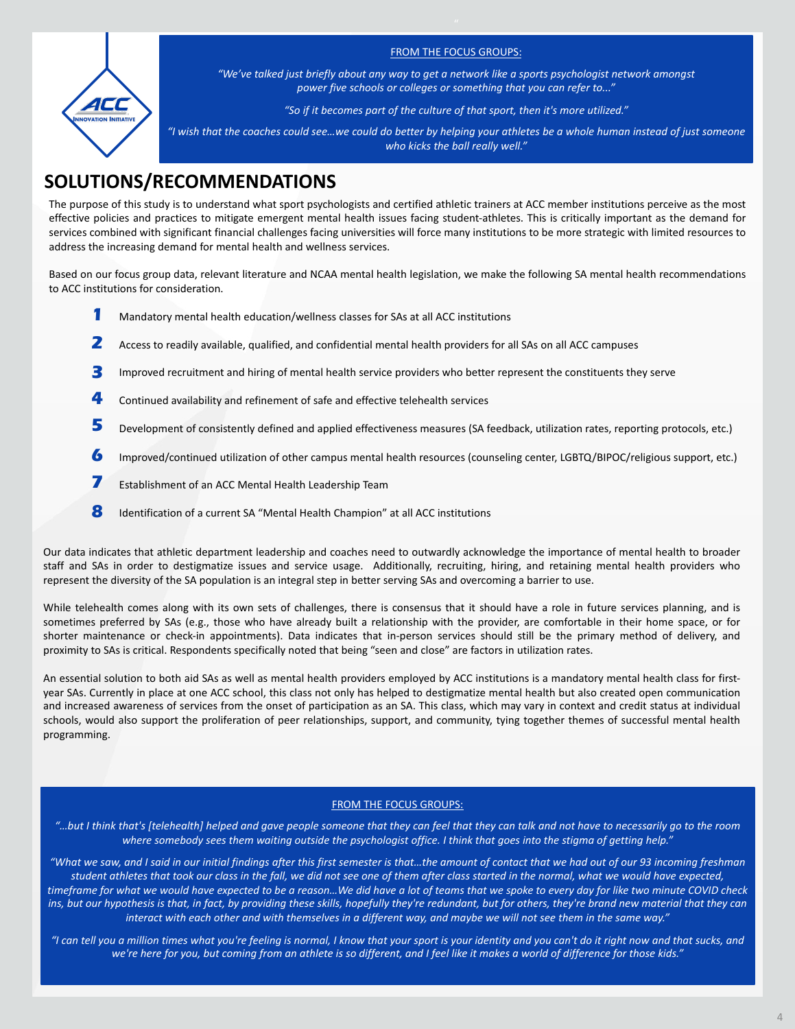FROM THE FOCUS GROUPS:

*"We've talked just briefly about any way to get a network like a sports psychologist network amongst power five schools or colleges or something that you can refer to..."*

*"So if it becomes part of the culture of that sport, then it's more utilized."*

*"I wish that the coaches could see...we could do better by helping your athletes be a whole human instead of just someone who kicks the ball really well."*

## SOLUTIONS/RECOMMENDATIONS

The purpose of this study is to understand what sport psychologists and certified athletic trainers at ACC member institutions perceive as the most effective policies and practices to mitigate emergent mental health issues facing student-athletes. This is critically important as the demand for services combined with significant financial challenges facing universities will force many institutions to be more strategic with limited resources to address the increasing demand for mental health and wellness services.

Based on our focus group data, relevant literature and NCAA mental health legislation, we make the following SA mental health recommendations to ACC institutions for consideration.

1. Mandatory mental health education/wellness classes for SAs at all ACC institutions
2. Access to readily available, qualified, and confidential mental health providers for all SAs on all ACC campuses
3. Improved recruitment and hiring of mental health service providers who better represent the constituents they serve
4. Continued availability and refinement of safe and effective telehealth services
5. Development of consistently defined and applied effectiveness measures (SA feedback, utilization rates, reporting protocols, etc.)
6. Improved/continued utilization of other campus mental health resources (counseling center, LGBTQ/BIPOC/religious support, etc.)
7. Establishment of an ACC Mental Health Leadership Team
8. Identification of a current SA "Mental Health Champion" at all ACC institutions

Our data indicates that athletic department leadership and coaches need to outwardly acknowledge the importance of mental health to broader staff and SAs in order to destigmatize issues and service usage. Additionally, recruiting, hiring, and retaining mental health providers who represent the diversity of the SA population is an integral step in better serving SAs and overcoming a barrier to use.

While telehealth comes along with its own sets of challenges, there is consensus that it should have a role in future services planning, and is sometimes preferred by SAs (e.g., those who have already built a relationship with the provider, are comfortable in their home space, or for shorter maintenance or check-in appointments). Data indicates that in-person services should still be the primary method of delivery, and proximity to SAs is critical. Respondents specifically noted that being "seen and close" are factors in utilization rates.

An essential solution to both aid SAs as well as mental health providers employed by ACC institutions is a mandatory mental health class for first-year SAs. Currently in place at one ACC school, this class not only has helped to destigmatize mental health but also created open communication and increased awareness of services from the onset of participation as an SA. This class, which may vary in context and credit status at individual schools, would also support the proliferation of peer relationships, support, and community, tying together themes of successful mental health programming.

FROM THE FOCUS GROUPS:

*"...but I think that's [telehealth] helped and gave people someone that they can feel that they can talk and not have to necessarily go to the room where somebody sees them waiting outside the psychologist office. I think that goes into the stigma of getting help."*

*"What we saw, and I said in our initial findings after this first semester is that...the amount of contact that we had out of our 93 incoming freshman student athletes that took our class in the fall, we did not see one of them after class started in the normal, what we would have expected, timeframe for what we would have expected to be a reason...We did have a lot of teams that we spoke to every day for like two minute COVID check ins, but our hypothesis is that, in fact, by providing these skills, hopefully they're redundant, but for others, they're brand new material that they can interact with each other and with themselves in a different way, and maybe we will not see them in the same way."*

*"I can tell you a million times what you're feeling is normal, I know that your sport is your identity and you can't do it right now and that sucks, and we're here for you, but coming from an athlete is so different, and I feel like it makes a world of difference for those kids."*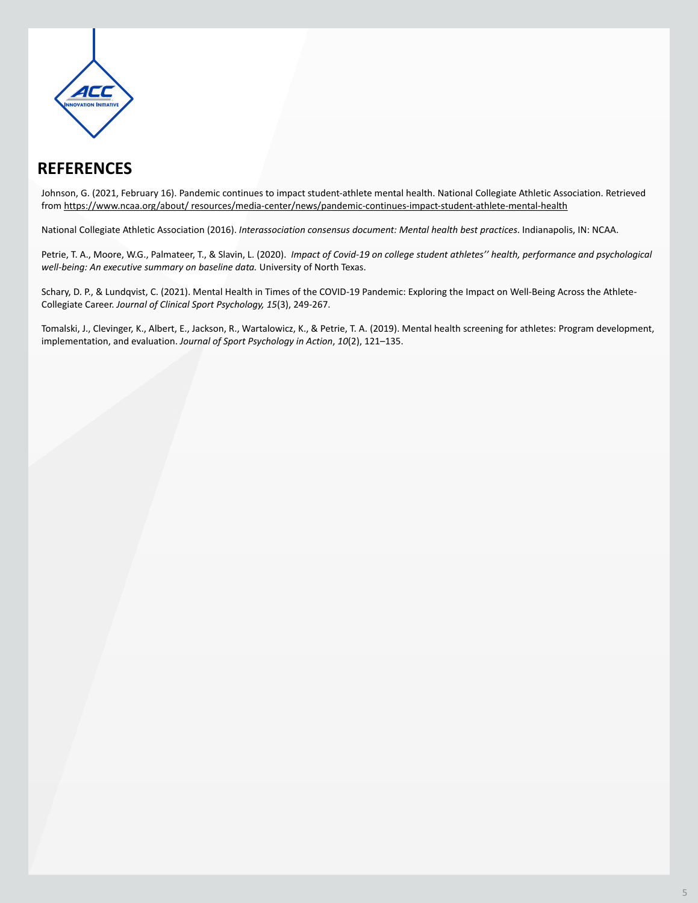## REFERENCES

Johnson, G. (2021, February 16). Pandemic continues to impact student-athlete mental health. National Collegiate Athletic Association. Retrieved from https://www.ncaa.org/about/ resources/media-center/news/pandemic-continues-impact-student-athlete-mental-health

National Collegiate Athletic Association (2016). *Interassociation consensus document: Mental health best practices*. Indianapolis, IN: NCAA.

Petrie, T. A., Moore, W.G., Palmateer, T., & Slavin, L. (2020). *Impact of Covid-19 on college student athletes'' health, performance and psychological well-being: An executive summary on baseline data.* University of North Texas.

Schary, D. P., & Lundqvist, C. (2021). Mental Health in Times of the COVID-19 Pandemic: Exploring the Impact on Well-Being Across the Athlete-Collegiate Career. *Journal of Clinical Sport Psychology, 15*(3), 249-267.

Tomalski, J., Clevinger, K., Albert, E., Jackson, R., Wartalowicz, K., & Petrie, T. A. (2019). Mental health screening for athletes: Program development, implementation, and evaluation. *Journal of Sport Psychology in Action*, *10*(2), 121–135.